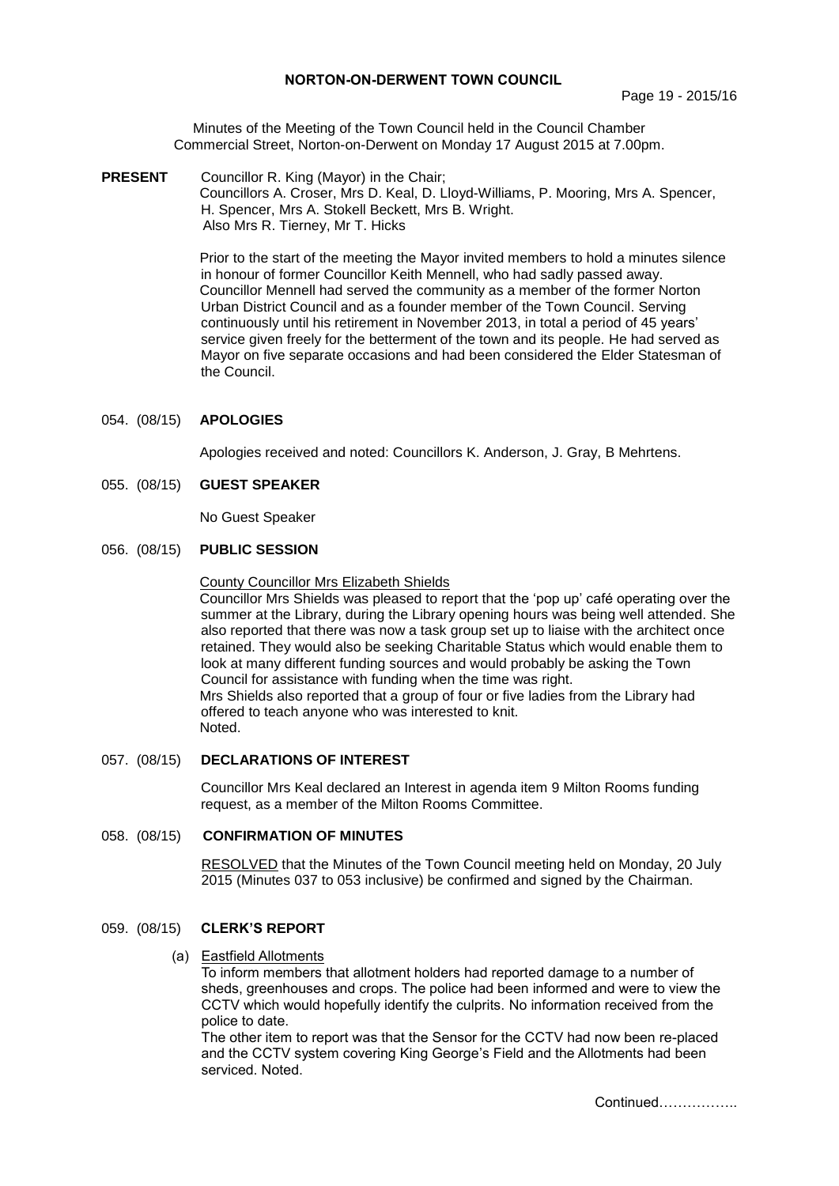# NORTON-ON-DERWENT TOWN COUNCIL

Page 19 - 2015/16

Minutes of the Meeting of the Town Council held in the Council Chamber Commercial Street, Norton-on-Derwent on Monday 17 August 2015 at 7.00pm.

**PRESENT** Councillor R. King (Mayor) in the Chair;
Councillors A. Croser, Mrs D. Keal, D. Lloyd-Williams, P. Mooring, Mrs A. Spencer, H. Spencer, Mrs A. Stokell Beckett, Mrs B. Wright.
Also Mrs R. Tierney, Mr T. Hicks

Prior to the start of the meeting the Mayor invited members to hold a minutes silence in honour of former Councillor Keith Mennell, who had sadly passed away. Councillor Mennell had served the community as a member of the former Norton Urban District Council and as a founder member of the Town Council. Serving continuously until his retirement in November 2013, in total a period of 45 years' service given freely for the betterment of the town and its people. He had served as Mayor on five separate occasions and had been considered the Elder Statesman of the Council.

## 054. (08/15) APOLOGIES

Apologies received and noted: Councillors K. Anderson, J. Gray, B Mehrtens.

## 055. (08/15) GUEST SPEAKER

No Guest Speaker

## 056. (08/15) PUBLIC SESSION

County Councillor Mrs Elizabeth Shields

Councillor Mrs Shields was pleased to report that the 'pop up' café operating over the summer at the Library, during the Library opening hours was being well attended. She also reported that there was now a task group set up to liaise with the architect once retained. They would also be seeking Charitable Status which would enable them to look at many different funding sources and would probably be asking the Town Council for assistance with funding when the time was right.

Mrs Shields also reported that a group of four or five ladies from the Library had offered to teach anyone who was interested to knit.

Noted.

## 057. (08/15) DECLARATIONS OF INTEREST

Councillor Mrs Keal declared an Interest in agenda item 9 Milton Rooms funding request, as a member of the Milton Rooms Committee.

## 058. (08/15) CONFIRMATION OF MINUTES

RESOLVED that the Minutes of the Town Council meeting held on Monday, 20 July 2015 (Minutes 037 to 053 inclusive) be confirmed and signed by the Chairman.

## 059. (08/15) CLERK'S REPORT

(a) Eastfield Allotments

To inform members that allotment holders had reported damage to a number of sheds, greenhouses and crops. The police had been informed and were to view the CCTV which would hopefully identify the culprits. No information received from the police to date.

The other item to report was that the Sensor for the CCTV had now been re-placed and the CCTV system covering King George's Field and the Allotments had been serviced. Noted.

Continued……………..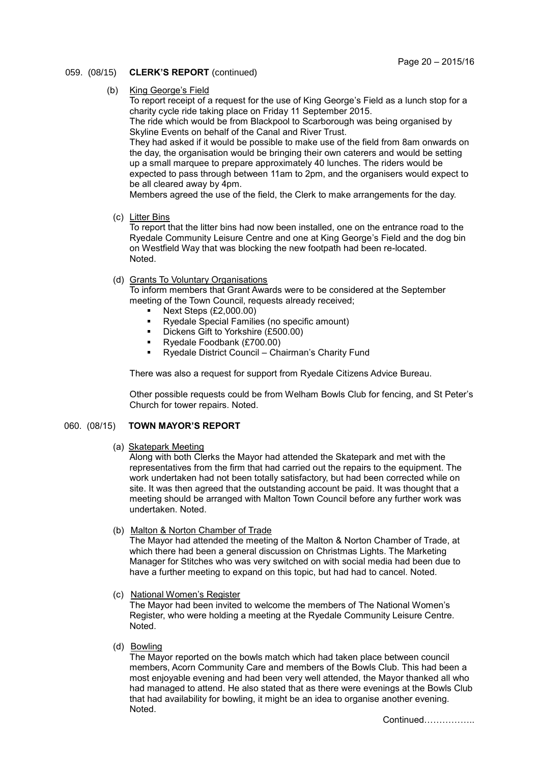059. (08/15) **CLERK'S REPORT** (continued)

(b) King George's Field

To report receipt of a request for the use of King George's Field as a lunch stop for a charity cycle ride taking place on Friday 11 September 2015.
The ride which would be from Blackpool to Scarborough was being organised by Skyline Events on behalf of the Canal and River Trust.
They had asked if it would be possible to make use of the field from 8am onwards on the day, the organisation would be bringing their own caterers and would be setting up a small marquee to prepare approximately 40 lunches. The riders would be expected to pass through between 11am to 2pm, and the organisers would expect to be all cleared away by 4pm.
Members agreed the use of the field, the Clerk to make arrangements for the day.

(c) Litter Bins

To report that the litter bins had now been installed, one on the entrance road to the Ryedale Community Leisure Centre and one at King George's Field and the dog bin on Westfield Way that was blocking the new footpath had been re-located.
Noted.

(d) Grants To Voluntary Organisations

To inform members that Grant Awards were to be considered at the September meeting of the Town Council, requests already received;

- Next Steps (£2,000.00)
- Ryedale Special Families (no specific amount)
- Dickens Gift to Yorkshire (£500.00)
- Ryedale Foodbank (£700.00)
- Ryedale District Council – Chairman's Charity Fund

There was also a request for support from Ryedale Citizens Advice Bureau.

Other possible requests could be from Welham Bowls Club for fencing, and St Peter's Church for tower repairs. Noted.

060. (08/15) **TOWN MAYOR'S REPORT**

(a) Skatepark Meeting

Along with both Clerks the Mayor had attended the Skatepark and met with the representatives from the firm that had carried out the repairs to the equipment. The work undertaken had not been totally satisfactory, but had been corrected while on site. It was then agreed that the outstanding account be paid. It was thought that a meeting should be arranged with Malton Town Council before any further work was undertaken. Noted.

(b) Malton & Norton Chamber of Trade

The Mayor had attended the meeting of the Malton & Norton Chamber of Trade, at which there had been a general discussion on Christmas Lights. The Marketing Manager for Stitches who was very switched on with social media had been due to have a further meeting to expand on this topic, but had had to cancel. Noted.

(c) National Women's Register

The Mayor had been invited to welcome the members of The National Women's Register, who were holding a meeting at the Ryedale Community Leisure Centre. Noted.

(d) Bowling

The Mayor reported on the bowls match which had taken place between council members, Acorn Community Care and members of the Bowls Club. This had been a most enjoyable evening and had been very well attended, the Mayor thanked all who had managed to attend. He also stated that as there were evenings at the Bowls Club that had availability for bowling, it might be an idea to organise another evening. Noted.

Continued……………..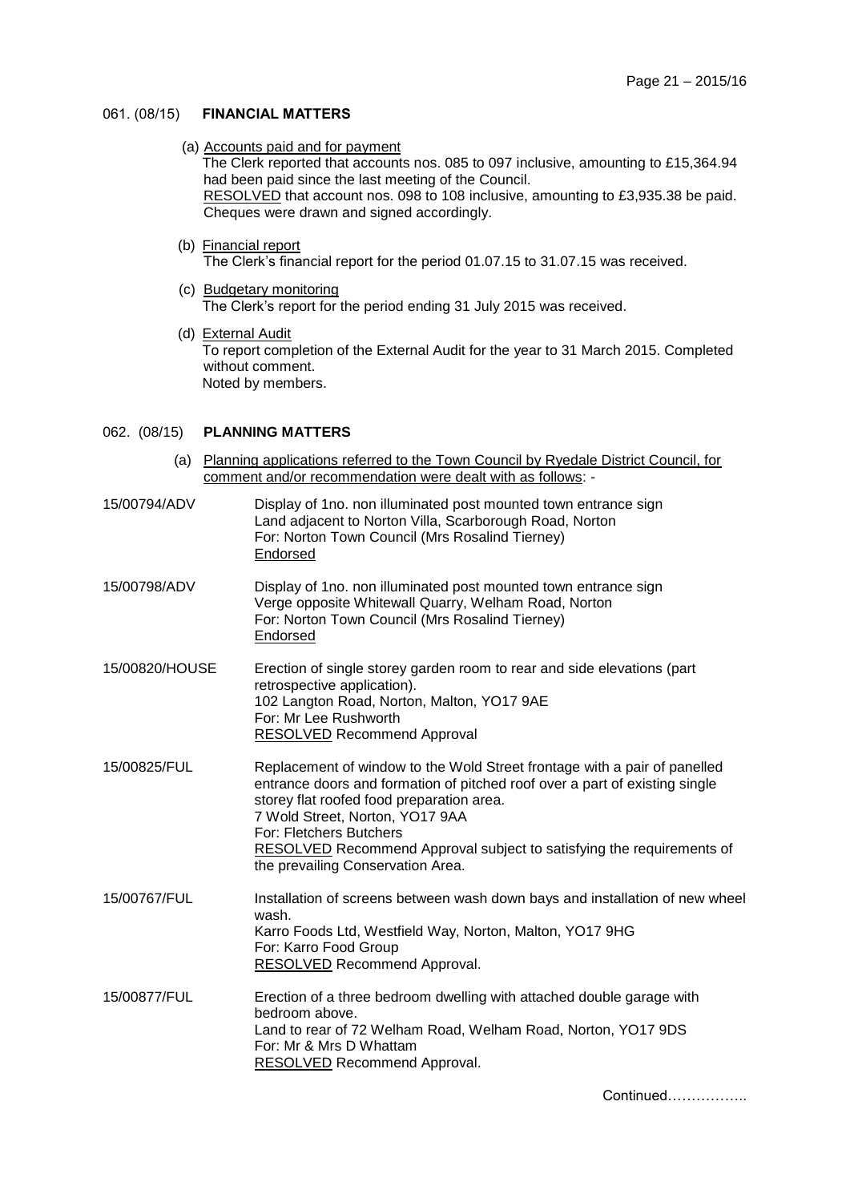## 061. (08/15) **FINANCIAL MATTERS**

(a) Accounts paid and for payment
The Clerk reported that accounts nos. 085 to 097 inclusive, amounting to £15,364.94 had been paid since the last meeting of the Council.
RESOLVED that account nos. 098 to 108 inclusive, amounting to £3,935.38 be paid. Cheques were drawn and signed accordingly.

(b) Financial report
The Clerk's financial report for the period 01.07.15 to 31.07.15 was received.

(c) Budgetary monitoring
The Clerk's report for the period ending 31 July 2015 was received.

(d) External Audit
To report completion of the External Audit for the year to 31 March 2015. Completed without comment.
Noted by members.

## 062. (08/15) **PLANNING MATTERS**

(a) Planning applications referred to the Town Council by Ryedale District Council, for comment and/or recommendation were dealt with as follows: -

**15/00794/ADV**
Display of 1no. non illuminated post mounted town entrance sign
Land adjacent to Norton Villa, Scarborough Road, Norton
For: Norton Town Council (Mrs Rosalind Tierney)
Endorsed

**15/00798/ADV**
Display of 1no. non illuminated post mounted town entrance sign
Verge opposite Whitewall Quarry, Welham Road, Norton
For: Norton Town Council (Mrs Rosalind Tierney)
Endorsed

**15/00820/HOUSE**
Erection of single storey garden room to rear and side elevations (part retrospective application).
102 Langton Road, Norton, Malton, YO17 9AE
For: Mr Lee Rushworth
RESOLVED Recommend Approval

**15/00825/FUL**
Replacement of window to the Wold Street frontage with a pair of panelled entrance doors and formation of pitched roof over a part of existing single storey flat roofed food preparation area.
7 Wold Street, Norton, YO17 9AA
For: Fletchers Butchers
RESOLVED Recommend Approval subject to satisfying the requirements of the prevailing Conservation Area.

**15/00767/FUL**
Installation of screens between wash down bays and installation of new wheel wash.
Karro Foods Ltd, Westfield Way, Norton, Malton, YO17 9HG
For: Karro Food Group
RESOLVED Recommend Approval.

**15/00877/FUL**
Erection of a three bedroom dwelling with attached double garage with bedroom above.
Land to rear of 72 Welham Road, Welham Road, Norton, YO17 9DS
For: Mr & Mrs D Whattam
RESOLVED Recommend Approval.

Continued……………..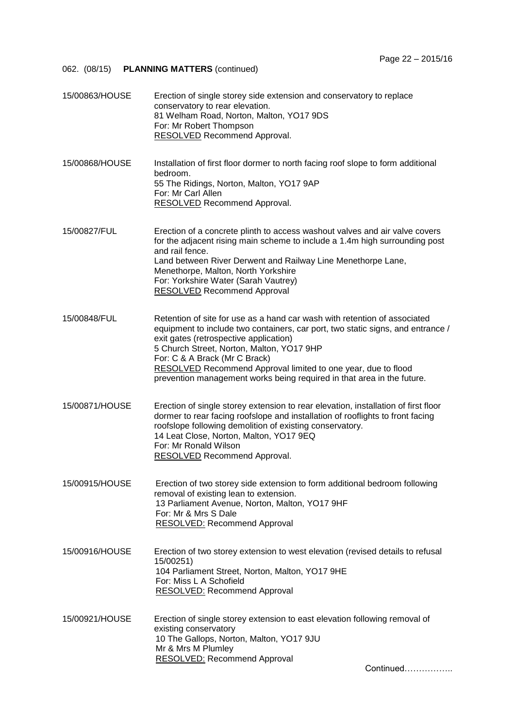062. (08/15) **PLANNING MATTERS** (continued)

15/00863/HOUSE
Erection of single storey side extension and conservatory to replace conservatory to rear elevation.
81 Welham Road, Norton, Malton, YO17 9DS
For: Mr Robert Thompson
RESOLVED Recommend Approval.

15/00868/HOUSE
Installation of first floor dormer to north facing roof slope to form additional bedroom.
55 The Ridings, Norton, Malton, YO17 9AP
For: Mr Carl Allen
RESOLVED Recommend Approval.

15/00827/FUL
Erection of a concrete plinth to access washout valves and air valve covers for the adjacent rising main scheme to include a 1.4m high surrounding post and rail fence.
Land between River Derwent and Railway Line Menethorpe Lane, Menethorpe, Malton, North Yorkshire
For: Yorkshire Water (Sarah Vautrey)
RESOLVED Recommend Approval

15/00848/FUL
Retention of site for use as a hand car wash with retention of associated equipment to include two containers, car port, two static signs, and entrance / exit gates (retrospective application)
5 Church Street, Norton, Malton, YO17 9HP
For: C & A Brack (Mr C Brack)
RESOLVED Recommend Approval limited to one year, due to flood prevention management works being required in that area in the future.

15/00871/HOUSE
Erection of single storey extension to rear elevation, installation of first floor dormer to rear facing roofslope and installation of rooflights to front facing roofslope following demolition of existing conservatory.
14 Leat Close, Norton, Malton, YO17 9EQ
For: Mr Ronald Wilson
RESOLVED Recommend Approval.

15/00915/HOUSE
Erection of two storey side extension to form additional bedroom following removal of existing lean to extension.
13 Parliament Avenue, Norton, Malton, YO17 9HF
For: Mr & Mrs S Dale
RESOLVED: Recommend Approval

15/00916/HOUSE
Erection of two storey extension to west elevation (revised details to refusal 15/00251)
104 Parliament Street, Norton, Malton, YO17 9HE
For: Miss L A Schofield
RESOLVED: Recommend Approval

15/00921/HOUSE
Erection of single storey extension to east elevation following removal of existing conservatory
10 The Gallops, Norton, Malton, YO17 9JU
Mr & Mrs M Plumley
RESOLVED: Recommend Approval

Continued……………..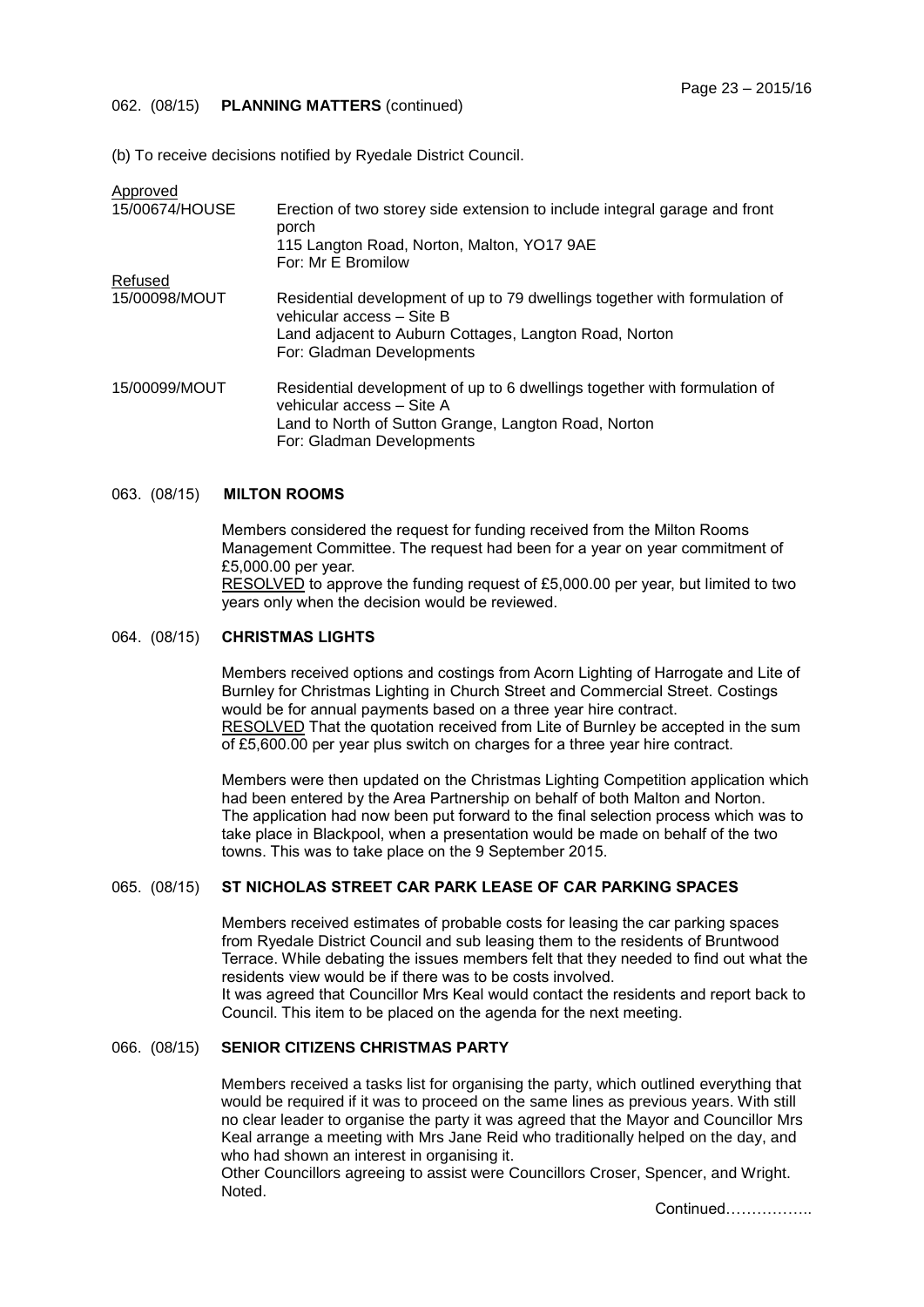062. (08/15) **PLANNING MATTERS** (continued)

(b) To receive decisions notified by Ryedale District Council.

Approved

| | |
|---|---|
| 15/00674/HOUSE | Erection of two storey side extension to include integral garage and front porch<br>115 Langton Road, Norton, Malton, YO17 9AE<br>For: Mr E Bromilow |

Refused

| | |
|---|---|
| 15/00098/MOUT | Residential development of up to 79 dwellings together with formulation of vehicular access – Site B<br>Land adjacent to Auburn Cottages, Langton Road, Norton<br>For: Gladman Developments |
| 15/00099/MOUT | Residential development of up to 6 dwellings together with formulation of vehicular access – Site A<br>Land to North of Sutton Grange, Langton Road, Norton<br>For: Gladman Developments |

063. (08/15) **MILTON ROOMS**

Members considered the request for funding received from the Milton Rooms Management Committee. The request had been for a year on year commitment of £5,000.00 per year.
RESOLVED to approve the funding request of £5,000.00 per year, but limited to two years only when the decision would be reviewed.

064. (08/15) **CHRISTMAS LIGHTS**

Members received options and costings from Acorn Lighting of Harrogate and Lite of Burnley for Christmas Lighting in Church Street and Commercial Street. Costings would be for annual payments based on a three year hire contract.
RESOLVED That the quotation received from Lite of Burnley be accepted in the sum of £5,600.00 per year plus switch on charges for a three year hire contract.

Members were then updated on the Christmas Lighting Competition application which had been entered by the Area Partnership on behalf of both Malton and Norton. The application had now been put forward to the final selection process which was to take place in Blackpool, when a presentation would be made on behalf of the two towns. This was to take place on the 9 September 2015.

065. (08/15) **ST NICHOLAS STREET CAR PARK LEASE OF CAR PARKING SPACES**

Members received estimates of probable costs for leasing the car parking spaces from Ryedale District Council and sub leasing them to the residents of Bruntwood Terrace. While debating the issues members felt that they needed to find out what the residents view would be if there was to be costs involved.
It was agreed that Councillor Mrs Keal would contact the residents and report back to Council. This item to be placed on the agenda for the next meeting.

066. (08/15) **SENIOR CITIZENS CHRISTMAS PARTY**

Members received a tasks list for organising the party, which outlined everything that would be required if it was to proceed on the same lines as previous years. With still no clear leader to organise the party it was agreed that the Mayor and Councillor Mrs Keal arrange a meeting with Mrs Jane Reid who traditionally helped on the day, and who had shown an interest in organising it.
Other Councillors agreeing to assist were Councillors Croser, Spencer, and Wright.
Noted.

Continued……………..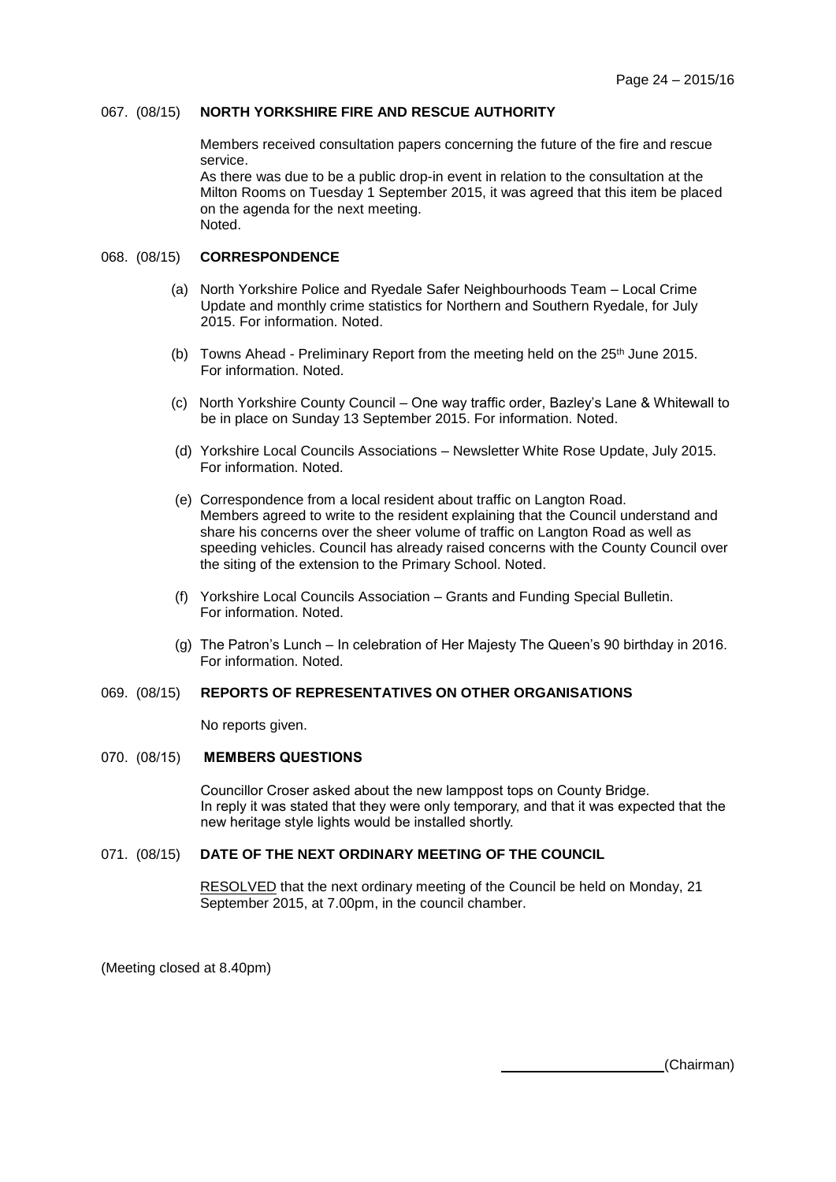### 067. (08/15) NORTH YORKSHIRE FIRE AND RESCUE AUTHORITY

Members received consultation papers concerning the future of the fire and rescue service.
As there was due to be a public drop-in event in relation to the consultation at the Milton Rooms on Tuesday 1 September 2015, it was agreed that this item be placed on the agenda for the next meeting.
Noted.

### 068. (08/15) CORRESPONDENCE

(a) North Yorkshire Police and Ryedale Safer Neighbourhoods Team – Local Crime Update and monthly crime statistics for Northern and Southern Ryedale, for July 2015. For information. Noted.

(b) Towns Ahead - Preliminary Report from the meeting held on the 25th June 2015. For information. Noted.

(c) North Yorkshire County Council – One way traffic order, Bazley's Lane & Whitewall to be in place on Sunday 13 September 2015. For information. Noted.

(d) Yorkshire Local Councils Associations – Newsletter White Rose Update, July 2015. For information. Noted.

(e) Correspondence from a local resident about traffic on Langton Road. Members agreed to write to the resident explaining that the Council understand and share his concerns over the sheer volume of traffic on Langton Road as well as speeding vehicles. Council has already raised concerns with the County Council over the siting of the extension to the Primary School. Noted.

(f) Yorkshire Local Councils Association – Grants and Funding Special Bulletin. For information. Noted.

(g) The Patron's Lunch – In celebration of Her Majesty The Queen's 90 birthday in 2016. For information. Noted.

### 069. (08/15) REPORTS OF REPRESENTATIVES ON OTHER ORGANISATIONS

No reports given.

### 070. (08/15) MEMBERS QUESTIONS

Councillor Croser asked about the new lamppost tops on County Bridge.
In reply it was stated that they were only temporary, and that it was expected that the new heritage style lights would be installed shortly.

### 071. (08/15) DATE OF THE NEXT ORDINARY MEETING OF THE COUNCIL

RESOLVED that the next ordinary meeting of the Council be held on Monday, 21 September 2015, at 7.00pm, in the council chamber.

(Meeting closed at 8.40pm)

\_\_\_\_\_\_\_\_\_\_\_\_\_\_\_\_\_\_\_\_(Chairman)